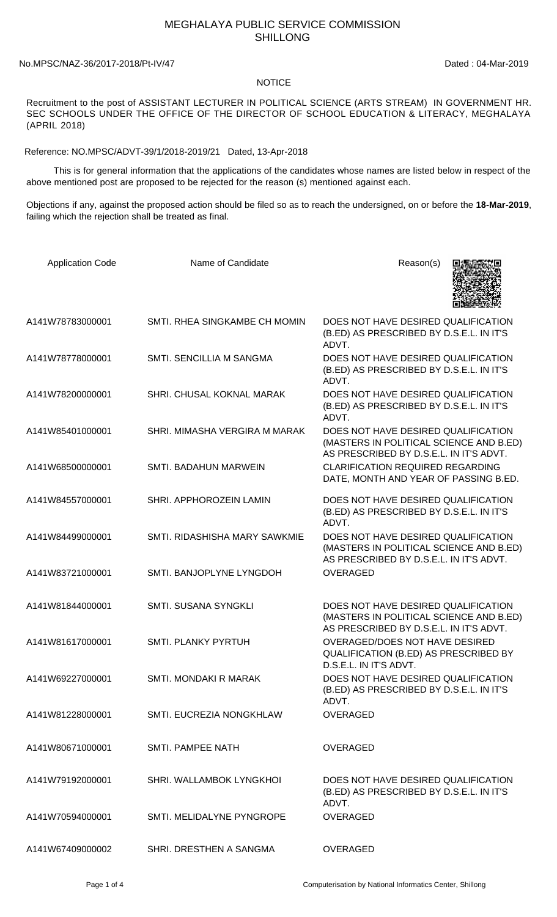# MEGHALAYA PUBLIC SERVICE COMMISSION
# SHILLONG

No.MPSC/NAZ-36/2017-2018/Pt-IV/47 Dated : 04-Mar-2019

## NOTICE

Recruitment to the post of ASSISTANT LECTURER IN POLITICAL SCIENCE (ARTS STREAM) IN GOVERNMENT HR. SEC SCHOOLS UNDER THE OFFICE OF THE DIRECTOR OF SCHOOL EDUCATION & LITERACY, MEGHALAYA (APRIL 2018)

Reference: NO.MPSC/ADVT-39/1/2018-2019/21 Dated, 13-Apr-2018

This is for general information that the applications of the candidates whose names are listed below in respect of the above mentioned post are proposed to be rejected for the reason (s) mentioned against each.

Objections if any, against the proposed action should be filed so as to reach the undersigned, on or before the **18-Mar-2019**, failing which the rejection shall be treated as final.

| Application Code | Name of Candidate | Reason(s) |
|---|---|---|
| A141W78783000001 | SMTI. RHEA SINGKAMBE CH MOMIN | DOES NOT HAVE DESIRED QUALIFICATION (B.ED) AS PRESCRIBED BY D.S.E.L. IN IT'S ADVT. |
| A141W78778000001 | SMTI. SENCILLIA M SANGMA | DOES NOT HAVE DESIRED QUALIFICATION (B.ED) AS PRESCRIBED BY D.S.E.L. IN IT'S ADVT. |
| A141W78200000001 | SHRI. CHUSAL KOKNAL MARAK | DOES NOT HAVE DESIRED QUALIFICATION (B.ED) AS PRESCRIBED BY D.S.E.L. IN IT'S ADVT. |
| A141W85401000001 | SHRI. MIMASHA VERGIRA M MARAK | DOES NOT HAVE DESIRED QUALIFICATION (MASTERS IN POLITICAL SCIENCE AND B.ED) AS PRESCRIBED BY D.S.E.L. IN IT'S ADVT. |
| A141W68500000001 | SMTI. BADAHUN MARWEIN | CLARIFICATION REQUIRED REGARDING DATE, MONTH AND YEAR OF PASSING B.ED. |
| A141W84557000001 | SHRI. APPHOROZEIN LAMIN | DOES NOT HAVE DESIRED QUALIFICATION (B.ED) AS PRESCRIBED BY D.S.E.L. IN IT'S ADVT. |
| A141W84499000001 | SMTI. RIDASHISHA MARY SAWKMIE | DOES NOT HAVE DESIRED QUALIFICATION (MASTERS IN POLITICAL SCIENCE AND B.ED) AS PRESCRIBED BY D.S.E.L. IN IT'S ADVT. |
| A141W83721000001 | SMTI. BANJOPLYNE LYNGDOH | OVERAGED |
| A141W81844000001 | SMTI. SUSANA SYNGKLI | DOES NOT HAVE DESIRED QUALIFICATION (MASTERS IN POLITICAL SCIENCE AND B.ED) AS PRESCRIBED BY D.S.E.L. IN IT'S ADVT. |
| A141W81617000001 | SMTI. PLANKY PYRTUH | OVERAGED/DOES NOT HAVE DESIRED QUALIFICATION (B.ED) AS PRESCRIBED BY D.S.E.L. IN IT'S ADVT. |
| A141W69227000001 | SMTI. MONDAKI R MARAK | DOES NOT HAVE DESIRED QUALIFICATION (B.ED) AS PRESCRIBED BY D.S.E.L. IN IT'S ADVT. |
| A141W81228000001 | SMTI. EUCREZIA NONGKHLAW | OVERAGED |
| A141W80671000001 | SMTI. PAMPEE NATH | OVERAGED |
| A141W79192000001 | SHRI. WALLAMBOK LYNGKHOI | DOES NOT HAVE DESIRED QUALIFICATION (B.ED) AS PRESCRIBED BY D.S.E.L. IN IT'S ADVT. |
| A141W70594000001 | SMTI. MELIDALYNE PYNGROPE | OVERAGED |
| A141W67409000002 | SHRI. DRESTHEN A SANGMA | OVERAGED |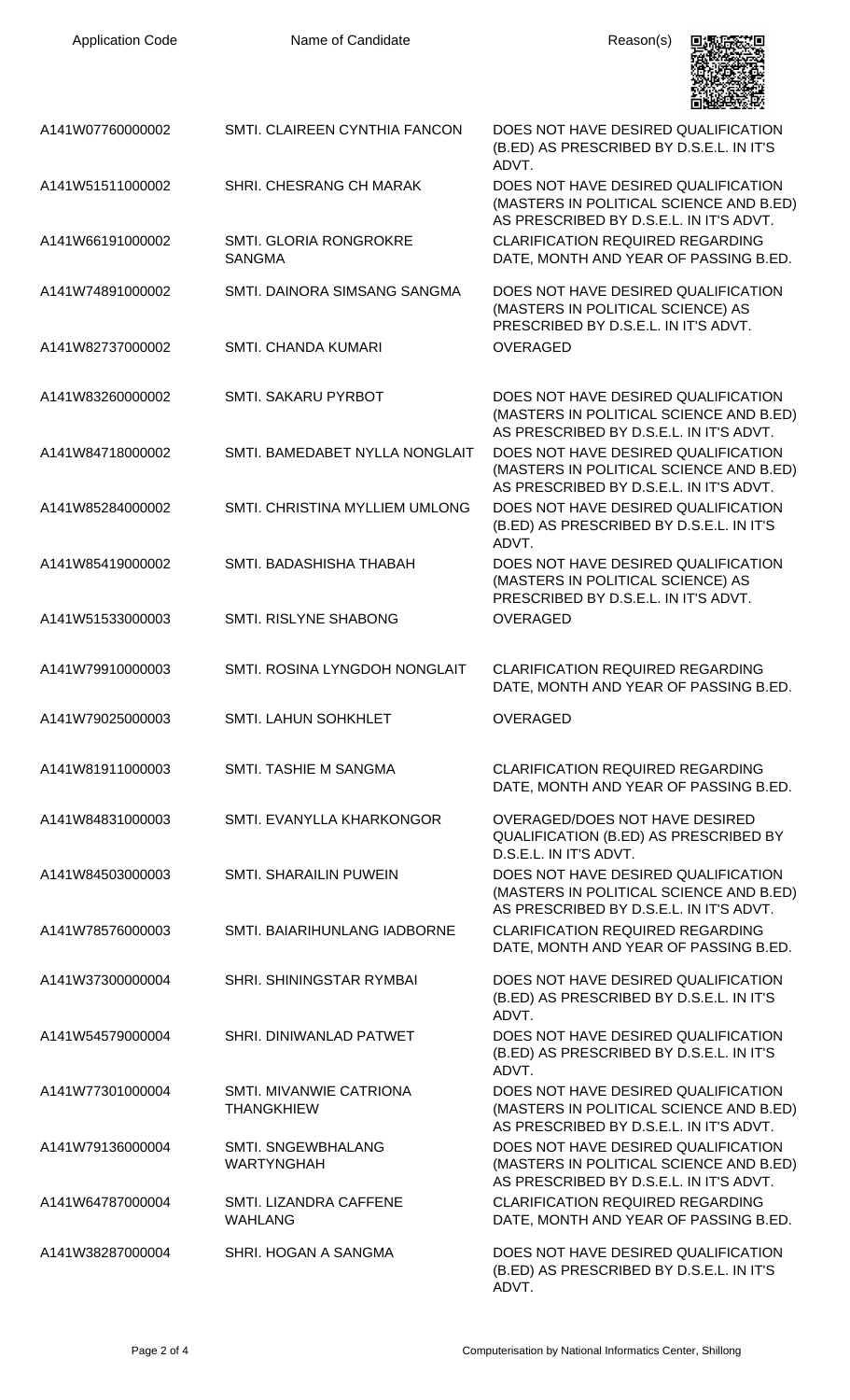| Application Code | Name of Candidate | Reason(s) |
|---|---|---|
| A141W07760000002 | SMTI. CLAIREEN CYNTHIA FANCON | DOES NOT HAVE DESIRED QUALIFICATION (B.ED) AS PRESCRIBED BY D.S.E.L. IN IT'S ADVT. |
| A141W51511000002 | SHRI. CHESRANG CH MARAK | DOES NOT HAVE DESIRED QUALIFICATION (MASTERS IN POLITICAL SCIENCE AND B.ED) AS PRESCRIBED BY D.S.E.L. IN IT'S ADVT. |
| A141W66191000002 | SMTI. GLORIA RONGROKRE SANGMA | CLARIFICATION REQUIRED REGARDING DATE, MONTH AND YEAR OF PASSING B.ED. |
| A141W74891000002 | SMTI. DAINORA SIMSANG SANGMA | DOES NOT HAVE DESIRED QUALIFICATION (MASTERS IN POLITICAL SCIENCE) AS PRESCRIBED BY D.S.E.L. IN IT'S ADVT. |
| A141W82737000002 | SMTI. CHANDA KUMARI | OVERAGED |
| A141W83260000002 | SMTI. SAKARU PYRBOT | DOES NOT HAVE DESIRED QUALIFICATION (MASTERS IN POLITICAL SCIENCE AND B.ED) AS PRESCRIBED BY D.S.E.L. IN IT'S ADVT. |
| A141W84718000002 | SMTI. BAMEDABET NYLLA NONGLAIT | DOES NOT HAVE DESIRED QUALIFICATION (MASTERS IN POLITICAL SCIENCE AND B.ED) AS PRESCRIBED BY D.S.E.L. IN IT'S ADVT. |
| A141W85284000002 | SMTI. CHRISTINA MYLLIEM UMLONG | DOES NOT HAVE DESIRED QUALIFICATION (B.ED) AS PRESCRIBED BY D.S.E.L. IN IT'S ADVT. |
| A141W85419000002 | SMTI. BADASHISHA THABAH | DOES NOT HAVE DESIRED QUALIFICATION (MASTERS IN POLITICAL SCIENCE) AS PRESCRIBED BY D.S.E.L. IN IT'S ADVT. |
| A141W51533000003 | SMTI. RISLYNE SHABONG | OVERAGED |
| A141W79910000003 | SMTI. ROSINA LYNGDOH NONGLAIT | CLARIFICATION REQUIRED REGARDING DATE, MONTH AND YEAR OF PASSING B.ED. |
| A141W79025000003 | SMTI. LAHUN SOHKHLET | OVERAGED |
| A141W81911000003 | SMTI. TASHIE M SANGMA | CLARIFICATION REQUIRED REGARDING DATE, MONTH AND YEAR OF PASSING B.ED. |
| A141W84831000003 | SMTI. EVANYLLA KHARKONGOR | OVERAGED/DOES NOT HAVE DESIRED QUALIFICATION (B.ED) AS PRESCRIBED BY D.S.E.L. IN IT'S ADVT. |
| A141W84503000003 | SMTI. SHARAILIN PUWEIN | DOES NOT HAVE DESIRED QUALIFICATION (MASTERS IN POLITICAL SCIENCE AND B.ED) AS PRESCRIBED BY D.S.E.L. IN IT'S ADVT. |
| A141W78576000003 | SMTI. BAIARIHUNLANG IADBORNE | CLARIFICATION REQUIRED REGARDING DATE, MONTH AND YEAR OF PASSING B.ED. |
| A141W37300000004 | SHRI. SHININGSTAR RYMBAI | DOES NOT HAVE DESIRED QUALIFICATION (B.ED) AS PRESCRIBED BY D.S.E.L. IN IT'S ADVT. |
| A141W54579000004 | SHRI. DINIWANLAD PATWET | DOES NOT HAVE DESIRED QUALIFICATION (B.ED) AS PRESCRIBED BY D.S.E.L. IN IT'S ADVT. |
| A141W77301000004 | SMTI. MIVANWIE CATRIONA THANGKHIEW | DOES NOT HAVE DESIRED QUALIFICATION (MASTERS IN POLITICAL SCIENCE AND B.ED) AS PRESCRIBED BY D.S.E.L. IN IT'S ADVT. |
| A141W79136000004 | SMTI. SNGEWBHALANG WARTYNGHAH | DOES NOT HAVE DESIRED QUALIFICATION (MASTERS IN POLITICAL SCIENCE AND B.ED) AS PRESCRIBED BY D.S.E.L. IN IT'S ADVT. |
| A141W64787000004 | SMTI. LIZANDRA CAFFENE WAHLANG | CLARIFICATION REQUIRED REGARDING DATE, MONTH AND YEAR OF PASSING B.ED. |
| A141W38287000004 | SHRI. HOGAN A SANGMA | DOES NOT HAVE DESIRED QUALIFICATION (B.ED) AS PRESCRIBED BY D.S.E.L. IN IT'S ADVT. |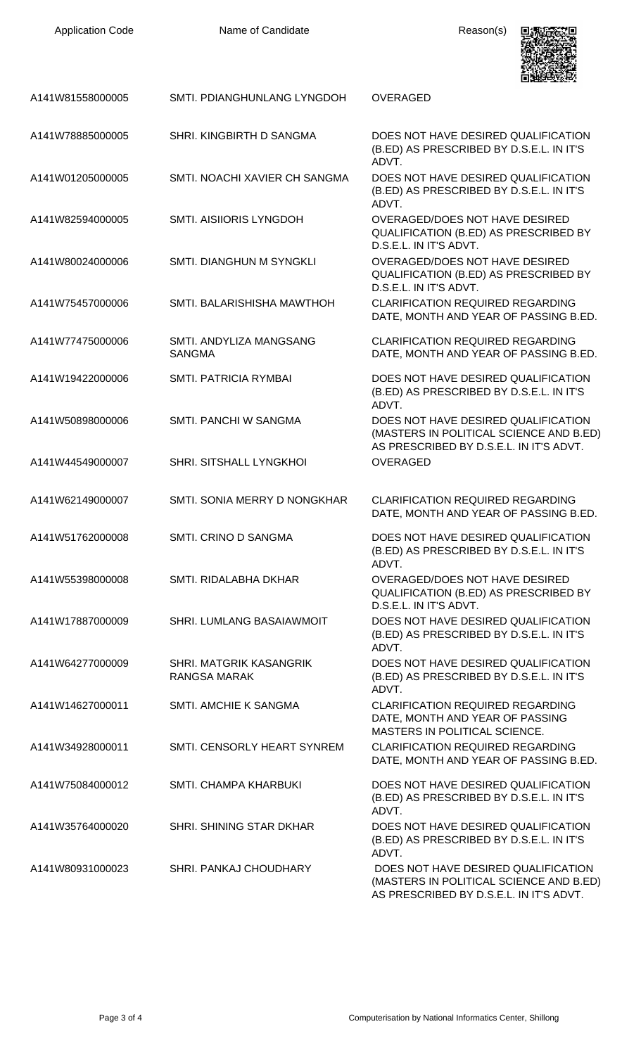| Application Code | Name of Candidate | Reason(s) |
|---|---|---|
| A141W81558000005 | SMTI. PDIANGHUNLANG LYNGDOH | OVERAGED |
| A141W78885000005 | SHRI. KINGBIRTH D SANGMA | DOES NOT HAVE DESIRED QUALIFICATION (B.ED) AS PRESCRIBED BY D.S.E.L. IN IT'S ADVT. |
| A141W01205000005 | SMTI. NOACHI XAVIER CH SANGMA | DOES NOT HAVE DESIRED QUALIFICATION (B.ED) AS PRESCRIBED BY D.S.E.L. IN IT'S ADVT. |
| A141W82594000005 | SMTI. AISIIORIS LYNGDOH | OVERAGED/DOES NOT HAVE DESIRED QUALIFICATION (B.ED) AS PRESCRIBED BY D.S.E.L. IN IT'S ADVT. |
| A141W80024000006 | SMTI. DIANGHUN M SYNGKLI | OVERAGED/DOES NOT HAVE DESIRED QUALIFICATION (B.ED) AS PRESCRIBED BY D.S.E.L. IN IT'S ADVT. |
| A141W75457000006 | SMTI. BALARISHISHA MAWTHOH | CLARIFICATION REQUIRED REGARDING DATE, MONTH AND YEAR OF PASSING B.ED. |
| A141W77475000006 | SMTI. ANDYLIZA MANGSANG SANGMA | CLARIFICATION REQUIRED REGARDING DATE, MONTH AND YEAR OF PASSING B.ED. |
| A141W19422000006 | SMTI. PATRICIA RYMBAI | DOES NOT HAVE DESIRED QUALIFICATION (B.ED) AS PRESCRIBED BY D.S.E.L. IN IT'S ADVT. |
| A141W50898000006 | SMTI. PANCHI W SANGMA | DOES NOT HAVE DESIRED QUALIFICATION (MASTERS IN POLITICAL SCIENCE AND B.ED) AS PRESCRIBED BY D.S.E.L. IN IT'S ADVT. |
| A141W44549000007 | SHRI. SITSHALL LYNGKHOI | OVERAGED |
| A141W62149000007 | SMTI. SONIA MERRY D NONGKHAR | CLARIFICATION REQUIRED REGARDING DATE, MONTH AND YEAR OF PASSING B.ED. |
| A141W51762000008 | SMTI. CRINO D SANGMA | DOES NOT HAVE DESIRED QUALIFICATION (B.ED) AS PRESCRIBED BY D.S.E.L. IN IT'S ADVT. |
| A141W55398000008 | SMTI. RIDALABHA DKHAR | OVERAGED/DOES NOT HAVE DESIRED QUALIFICATION (B.ED) AS PRESCRIBED BY D.S.E.L. IN IT'S ADVT. |
| A141W17887000009 | SHRI. LUMLANG BASAIAWMOIT | DOES NOT HAVE DESIRED QUALIFICATION (B.ED) AS PRESCRIBED BY D.S.E.L. IN IT'S ADVT. |
| A141W64277000009 | SHRI. MATGRIK KASANGRIK RANGSA MARAK | DOES NOT HAVE DESIRED QUALIFICATION (B.ED) AS PRESCRIBED BY D.S.E.L. IN IT'S ADVT. |
| A141W14627000011 | SMTI. AMCHIE K SANGMA | CLARIFICATION REQUIRED REGARDING DATE, MONTH AND YEAR OF PASSING MASTERS IN POLITICAL SCIENCE. |
| A141W34928000011 | SMTI. CENSORLY HEART SYNREM | CLARIFICATION REQUIRED REGARDING DATE, MONTH AND YEAR OF PASSING B.ED. |
| A141W75084000012 | SMTI. CHAMPA KHARBUKI | DOES NOT HAVE DESIRED QUALIFICATION (B.ED) AS PRESCRIBED BY D.S.E.L. IN IT'S ADVT. |
| A141W35764000020 | SHRI. SHINING STAR DKHAR | DOES NOT HAVE DESIRED QUALIFICATION (B.ED) AS PRESCRIBED BY D.S.E.L. IN IT'S ADVT. |
| A141W80931000023 | SHRI. PANKAJ CHOUDHARY | DOES NOT HAVE DESIRED QUALIFICATION (MASTERS IN POLITICAL SCIENCE AND B.ED) AS PRESCRIBED BY D.S.E.L. IN IT'S ADVT. |

Computerisation by National Informatics Center, Shillong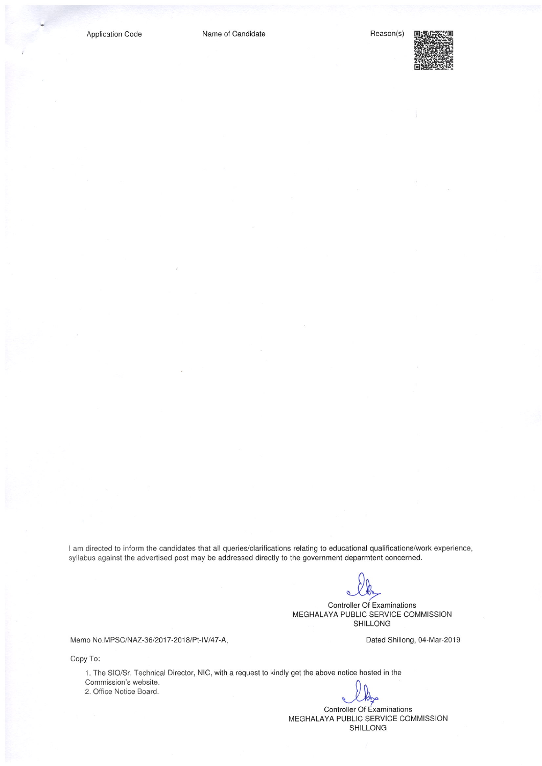| Application Code | Name of Candidate | Reason(s) |
| --- | --- | --- |

I am directed to inform the candidates that all queries/clarifications relating to educational qualifications/work experience, syllabus against the advertised post may be addressed directly to the government deparmtent concerned.

Controller Of Examinations
MEGHALAYA PUBLIC SERVICE COMMISSION
SHILLONG

Memo No.MPSC/NAZ-36/2017-2018/Pt-IV/47-A,

Dated Shillong, 04-Mar-2019

Copy To:

1. The SIO/Sr. Technical Director, NIC, with a request to kindly get the above notice hosted in the Commission's website.
2. Office Notice Board.

Controller Of Examinations
MEGHALAYA PUBLIC SERVICE COMMISSION
SHILLONG